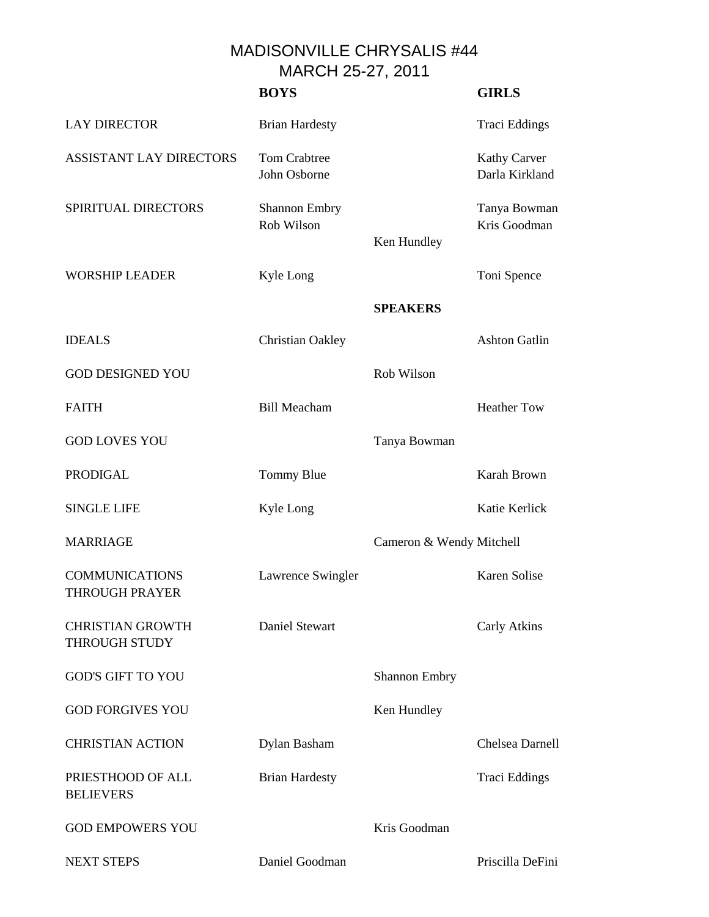# MADISONVILLE CHRYSALIS #44
## MARCH 25-27, 2011

| | BOYS | | GIRLS |
|---|---|---|---|
| LAY DIRECTOR | Brian Hardesty | | Traci Eddings |
| ASSISTANT LAY DIRECTORS | Tom Crabtree<br>John Osborne | | Kathy Carver<br>Darla Kirkland |
| SPIRITUAL DIRECTORS | Shannon Embry<br>Rob Wilson | Ken Hundley | Tanya Bowman<br>Kris Goodman |
| WORSHIP LEADER | Kyle Long | | Toni Spence |
| | | **SPEAKERS** | |
| IDEALS | Christian Oakley | | Ashton Gatlin |
| GOD DESIGNED YOU | | Rob Wilson | |
| FAITH | Bill Meacham | | Heather Tow |
| GOD LOVES YOU | | Tanya Bowman | |
| PRODIGAL | Tommy Blue | | Karah Brown |
| SINGLE LIFE | Kyle Long | | Katie Kerlick |
| MARRIAGE | | Cameron & Wendy Mitchell | |
| COMMUNICATIONS THROUGH PRAYER | Lawrence Swingler | | Karen Solise |
| CHRISTIAN GROWTH THROUGH STUDY | Daniel Stewart | | Carly Atkins |
| GOD'S GIFT TO YOU | | Shannon Embry | |
| GOD FORGIVES YOU | | Ken Hundley | |
| CHRISTIAN ACTION | Dylan Basham | | Chelsea Darnell |
| PRIESTHOOD OF ALL BELIEVERS | Brian Hardesty | | Traci Eddings |
| GOD EMPOWERS YOU | | Kris Goodman | |
| NEXT STEPS | Daniel Goodman | | Priscilla DeFini |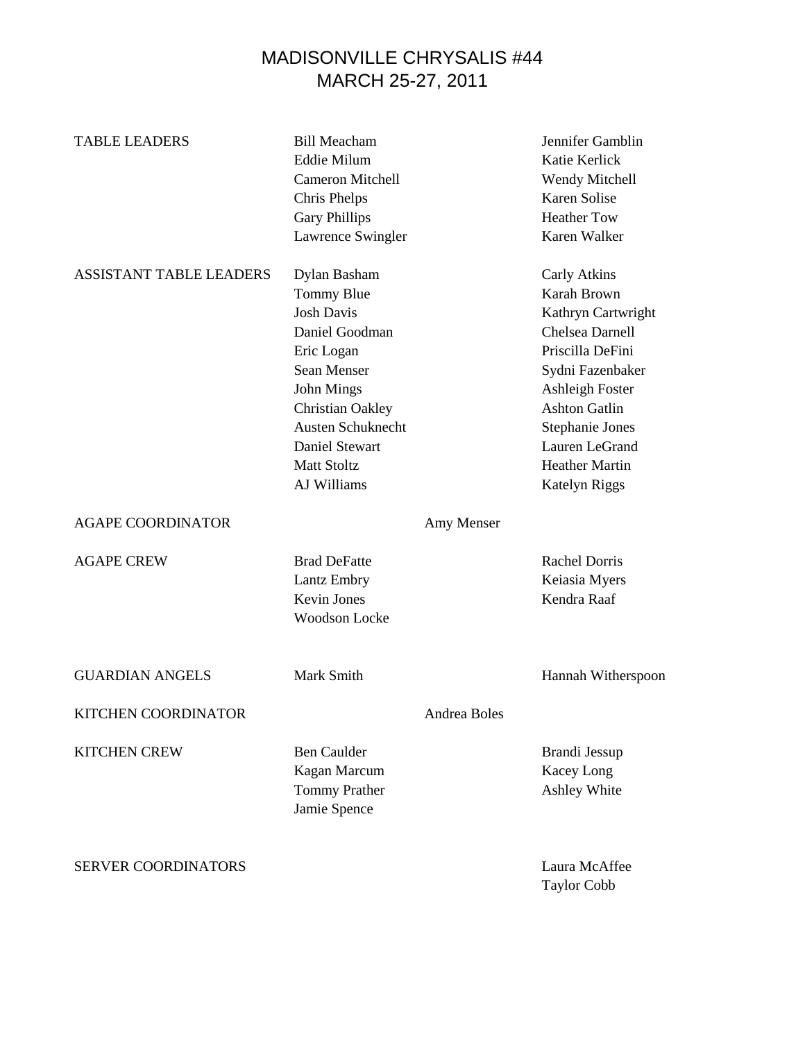# MADISONVILLE CHRYSALIS #44
# MARCH 25-27, 2011

| | | |
|---|---|---|
| TABLE LEADERS | Bill Meacham | Jennifer Gamblin |
| | Eddie Milum | Katie Kerlick |
| | Cameron Mitchell | Wendy Mitchell |
| | Chris Phelps | Karen Solise |
| | Gary Phillips | Heather Tow |
| | Lawrence Swingler | Karen Walker |
| ASSISTANT TABLE LEADERS | Dylan Basham | Carly Atkins |
| | Tommy Blue | Karah Brown |
| | Josh Davis | Kathryn Cartwright |
| | Daniel Goodman | Chelsea Darnell |
| | Eric Logan | Priscilla DeFini |
| | Sean Menser | Sydni Fazenbaker |
| | John Mings | Ashleigh Foster |
| | Christian Oakley | Ashton Gatlin |
| | Austen Schuknecht | Stephanie Jones |
| | Daniel Stewart | Lauren LeGrand |
| | Matt Stoltz | Heather Martin |
| | AJ Williams | Katelyn Riggs |
| AGAPE COORDINATOR | Amy Menser | |
| AGAPE CREW | Brad DeFatte | Rachel Dorris |
| | Lantz Embry | Keiasia Myers |
| | Kevin Jones | Kendra Raaf |
| | Woodson Locke | |
| GUARDIAN ANGELS | Mark Smith | Hannah Witherspoon |
| KITCHEN COORDINATOR | Andrea Boles | |
| KITCHEN CREW | Ben Caulder | Brandi Jessup |
| | Kagan Marcum | Kacey Long |
| | Tommy Prather | Ashley White |
| | Jamie Spence | |
| SERVER COORDINATORS | | Laura McAffee |
| | | Taylor Cobb |